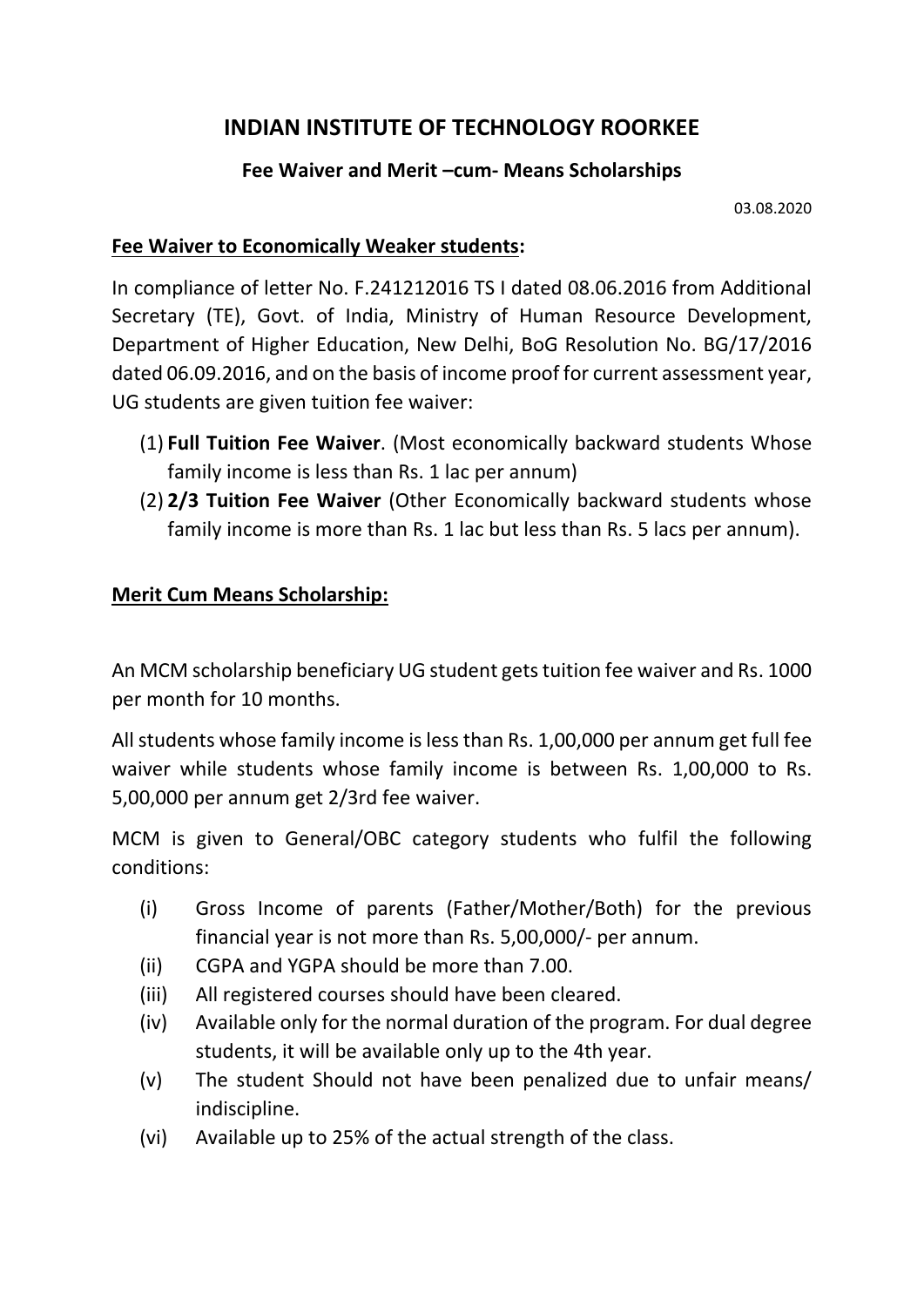# INDIAN INSTITUTE OF TECHNOLOGY ROORKEE

## Fee Waiver and Merit –cum- Means Scholarships

03.08.2020

**Fee Waiver to Economically Weaker students:**

In compliance of letter No. F.241212016 TS I dated 08.06.2016 from Additional Secretary (TE), Govt. of India, Ministry of Human Resource Development, Department of Higher Education, New Delhi, BoG Resolution No. BG/17/2016 dated 06.09.2016, and on the basis of income proof for current assessment year, UG students are given tuition fee waiver:

(1) **Full Tuition Fee Waiver**. (Most economically backward students Whose family income is less than Rs. 1 lac per annum)

(2) **2/3 Tuition Fee Waiver** (Other Economically backward students whose family income is more than Rs. 1 lac but less than Rs. 5 lacs per annum).

**Merit Cum Means Scholarship:**

An MCM scholarship beneficiary UG student gets tuition fee waiver and Rs. 1000 per month for 10 months.

All students whose family income is less than Rs. 1,00,000 per annum get full fee waiver while students whose family income is between Rs. 1,00,000 to Rs. 5,00,000 per annum get 2/3rd fee waiver.

MCM is given to General/OBC category students who fulfil the following conditions:

(i) Gross Income of parents (Father/Mother/Both) for the previous financial year is not more than Rs. 5,00,000/- per annum.

(ii) CGPA and YGPA should be more than 7.00.

(iii) All registered courses should have been cleared.

(iv) Available only for the normal duration of the program. For dual degree students, it will be available only up to the 4th year.

(v) The student Should not have been penalized due to unfair means/ indiscipline.

(vi) Available up to 25% of the actual strength of the class.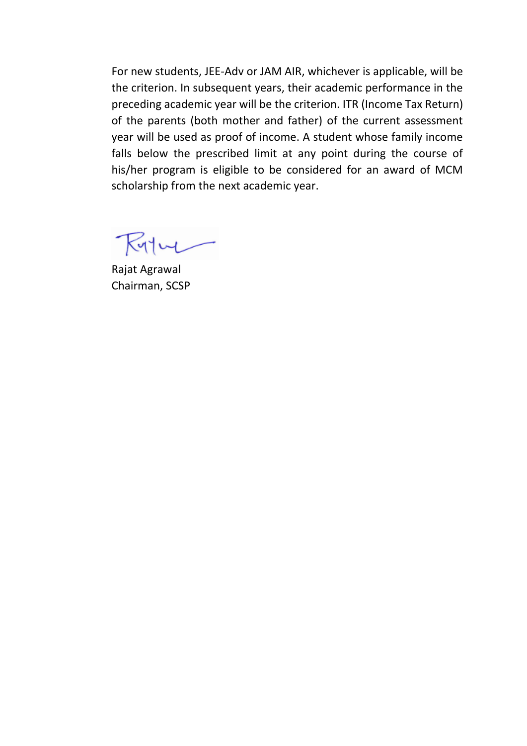For new students, JEE-Adv or JAM AIR, whichever is applicable, will be the criterion. In subsequent years, their academic performance in the preceding academic year will be the criterion. ITR (Income Tax Return) of the parents (both mother and father) of the current assessment year will be used as proof of income. A student whose family income falls below the prescribed limit at any point during the course of his/her program is eligible to be considered for an award of MCM scholarship from the next academic year.

Rajat Agrawal
Chairman, SCSP